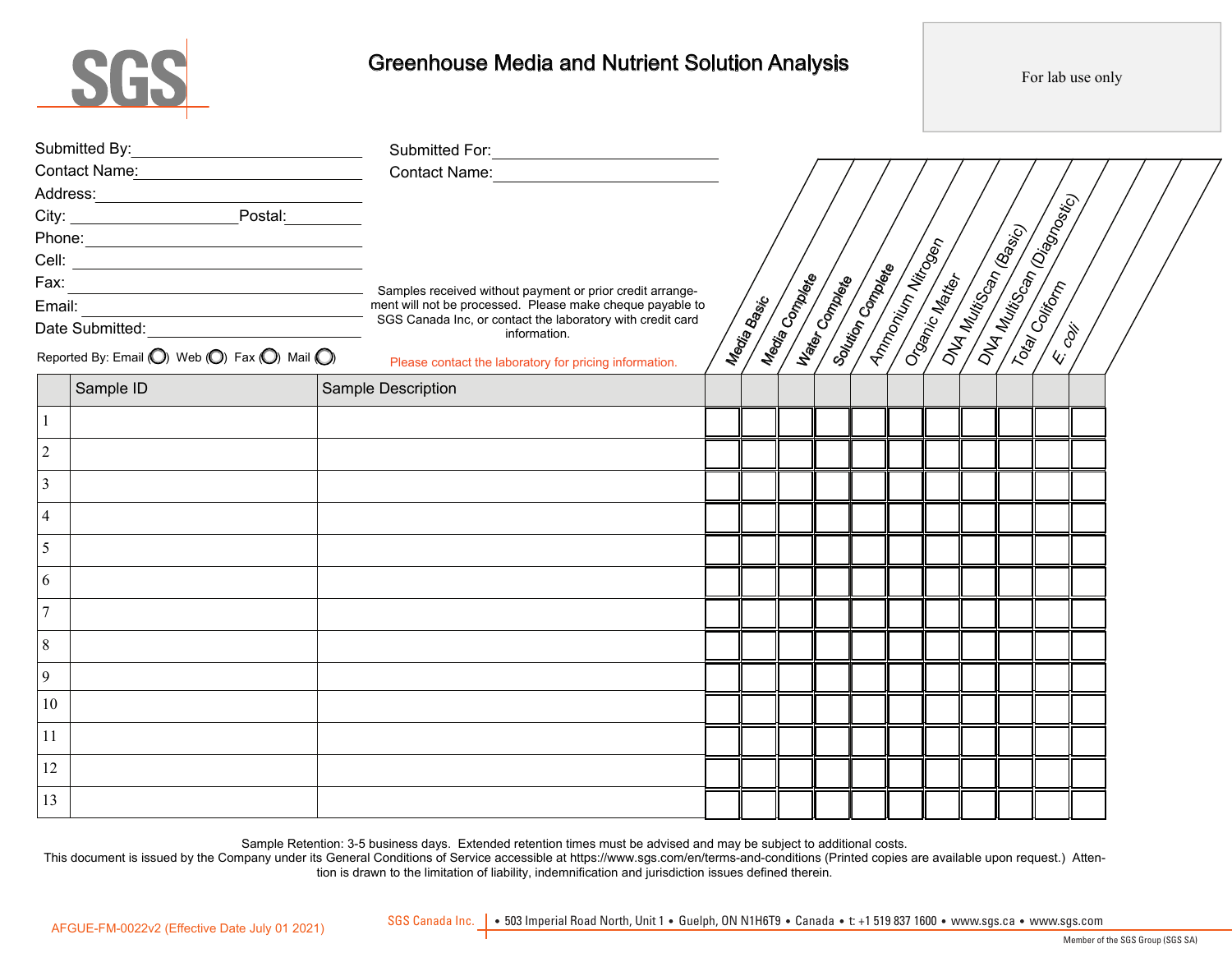SGS

# Greenhouse Media and Nutrient Solution Analysis

For lab use only

Submitted By: ______________________________

Contact Name: ______________________________

Address: ______________________________

City: ____________________ Postal: __________

Phone: ______________________________

Cell: ______________________________

Fax: ______________________________

Email: ______________________________

Date Submitted: ______________________________

Reported By: Email ( ) Web ( ) Fax ( ) Mail ( )

Submitted For: ______________________________

Contact Name: ______________________________

Samples received without payment or prior credit arrangement will not be processed. Please make cheque payable to SGS Canada Inc, or contact the laboratory with credit card information.

Please contact the laboratory for pricing information.

| | Sample ID | Sample Description | Media Basic | Media Complete | Water Complete | Solution Complete | Ammonium Nitrogen | Organic Matter | DNA MultiScan (Basic) | DNA MultiScan (Diagnostic) | Total Coliform | *E. coli* | |
|---|---|---|---|---|---|---|---|---|---|---|---|---|---|
| 1 | | | | | | | | | | | | | |
| 2 | | | | | | | | | | | | | |
| 3 | | | | | | | | | | | | | |
| 4 | | | | | | | | | | | | | |
| 5 | | | | | | | | | | | | | |
| 6 | | | | | | | | | | | | | |
| 7 | | | | | | | | | | | | | |
| 8 | | | | | | | | | | | | | |
| 9 | | | | | | | | | | | | | |
| 10 | | | | | | | | | | | | | |
| 11 | | | | | | | | | | | | | |
| 12 | | | | | | | | | | | | | |
| 13 | | | | | | | | | | | | | |

Sample Retention: 3-5 business days. Extended retention times must be advised and may be subject to additional costs.

This document is issued by the Company under its General Conditions of Service accessible at https://www.sgs.com/en/terms-and-conditions (Printed copies are available upon request.) Attention is drawn to the limitation of liability, indemnification and jurisdiction issues defined therein.

AFGUE-FM-0022v2 (Effective Date July 01 2021)

SGS Canada Inc. | • 503 Imperial Road North, Unit 1 • Guelph, ON N1H6T9 • Canada • t: +1 519 837 1600 • www.sgs.ca • www.sgs.com

Member of the SGS Group (SGS SA)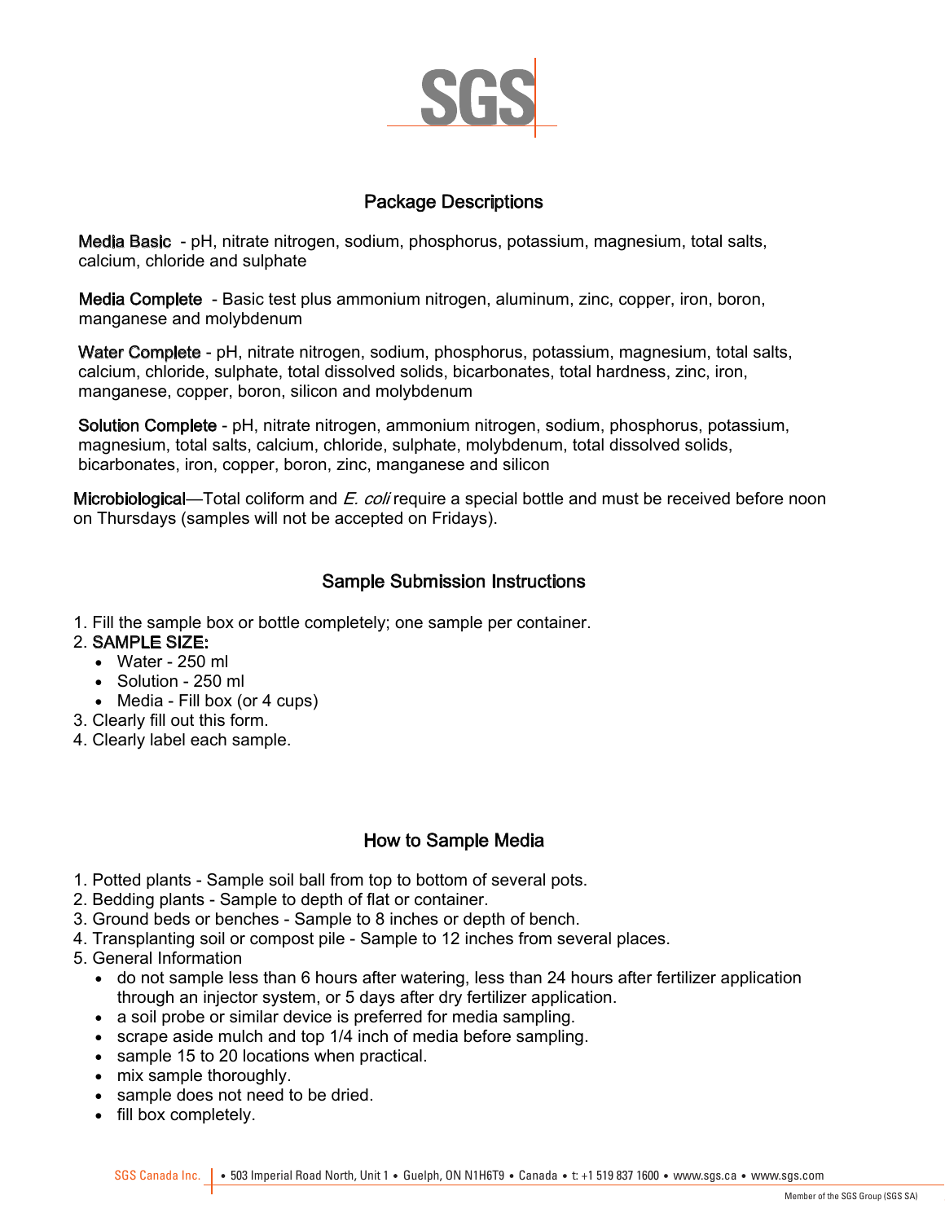SGS

## Package Descriptions

**Media Basic** - pH, nitrate nitrogen, sodium, phosphorus, potassium, magnesium, total salts, calcium, chloride and sulphate

**Media Complete** - Basic test plus ammonium nitrogen, aluminum, zinc, copper, iron, boron, manganese and molybdenum

**Water Complete** - pH, nitrate nitrogen, sodium, phosphorus, potassium, magnesium, total salts, calcium, chloride, sulphate, total dissolved solids, bicarbonates, total hardness, zinc, iron, manganese, copper, boron, silicon and molybdenum

**Solution Complete** - pH, nitrate nitrogen, ammonium nitrogen, sodium, phosphorus, potassium, magnesium, total salts, calcium, chloride, sulphate, molybdenum, total dissolved solids, bicarbonates, iron, copper, boron, zinc, manganese and silicon

**Microbiological**—Total coliform and *E. coli* require a special bottle and must be received before noon on Thursdays (samples will not be accepted on Fridays).

## Sample Submission Instructions

1. Fill the sample box or bottle completely; one sample per container.
2. SAMPLE SIZE:
   - Water - 250 ml
   - Solution - 250 ml
   - Media - Fill box (or 4 cups)
3. Clearly fill out this form.
4. Clearly label each sample.

## How to Sample Media

1. Potted plants - Sample soil ball from top to bottom of several pots.
2. Bedding plants - Sample to depth of flat or container.
3. Ground beds or benches - Sample to 8 inches or depth of bench.
4. Transplanting soil or compost pile - Sample to 12 inches from several places.
5. General Information
   - do not sample less than 6 hours after watering, less than 24 hours after fertilizer application through an injector system, or 5 days after dry fertilizer application.
   - a soil probe or similar device is preferred for media sampling.
   - scrape aside mulch and top 1/4 inch of media before sampling.
   - sample 15 to 20 locations when practical.
   - mix sample thoroughly.
   - sample does not need to be dried.
   - fill box completely.

SGS Canada Inc. • 503 Imperial Road North, Unit 1 • Guelph, ON N1H6T9 • Canada • t: +1 519 837 1600 • www.sgs.ca • www.sgs.com

Member of the SGS Group (SGS SA)